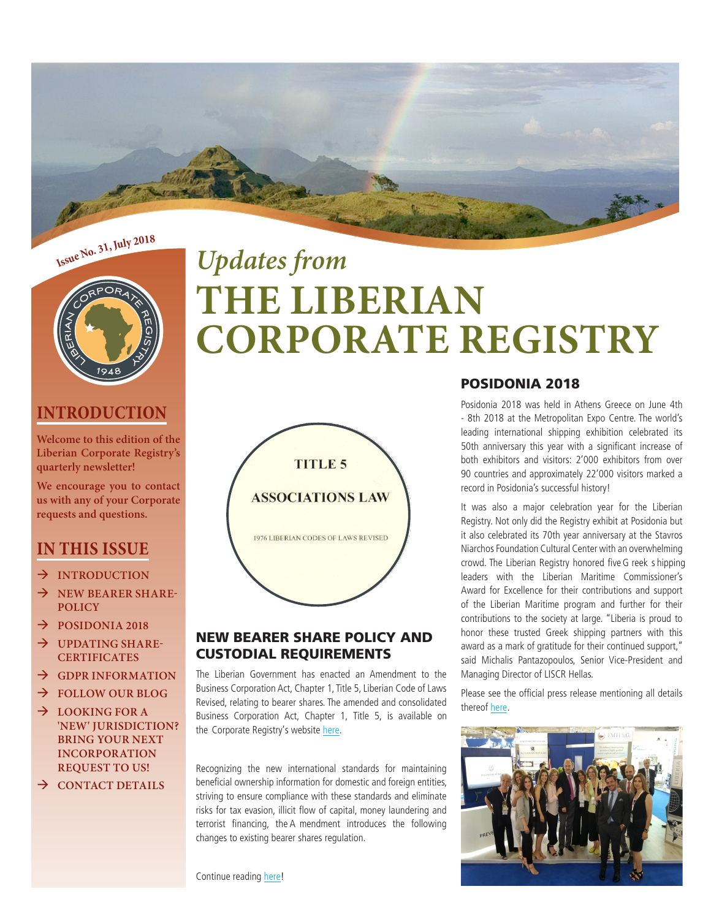Issue No. 31, July 2018

*Updates from*

# THE LIBERIAN CORPORATE REGISTRY

## INTRODUCTION

**Welcome to this edition of the Liberian Corporate Registry's quarterly newsletter!**

**We encourage you to contact us with any of your Corporate requests and questions.**

## IN THIS ISSUE

- INTRODUCTION
- NEW BEARER SHARE-POLICY
- POSIDONIA 2018
- UPDATING SHARE-CERTIFICATES
- GDPR INFORMATION
- FOLLOW OUR BLOG
- LOOKING FOR A 'NEW' JURISDICTION? BRING YOUR NEXT INCORPORATION REQUEST TO US!
- CONTACT DETAILS

TITLE 5

ASSOCIATIONS LAW

1976 LIBERIAN CODES OF LAWS REVISED

## NEW BEARER SHARE POLICY AND CUSTODIAL REQUIREMENTS

The Liberian Government has enacted an Amendment to the Business Corporation Act, Chapter 1, Title 5, Liberian Code of Laws Revised, relating to bearer shares. The amended and consolidated Business Corporation Act, Chapter 1, Title 5, is available on the Corporate Registry's website here.

Recognizing the new international standards for maintaining beneficial ownership information for domestic and foreign entities, striving to ensure compliance with these standards and eliminate risks for tax evasion, illicit flow of capital, money laundering and terrorist financing, the Amendment introduces the following changes to existing bearer shares regulation.

Continue reading here!

## POSIDONIA 2018

Posidonia 2018 was held in Athens Greece on June 4th - 8th 2018 at the Metropolitan Expo Centre. The world's leading international shipping exhibition celebrated its 50th anniversary this year with a significant increase of both exhibitors and visitors: 2'000 exhibitors from over 90 countries and approximately 22'000 visitors marked a record in Posidonia's successful history!

It was also a major celebration year for the Liberian Registry. Not only did the Registry exhibit at Posidonia but it also celebrated its 70th year anniversary at the Stavros Niarchos Foundation Cultural Center with an overwhelming crowd. The Liberian Registry honored five Greek shipping leaders with the Liberian Maritime Commissioner's Award for Excellence for their contributions and support of the Liberian Maritime program and further for their contributions to the society at large. "Liberia is proud to honor these trusted Greek shipping partners with this award as a mark of gratitude for their continued support," said Michalis Pantazopoulos, Senior Vice-President and Managing Director of LISCR Hellas.

Please see the official press release mentioning all details thereof here.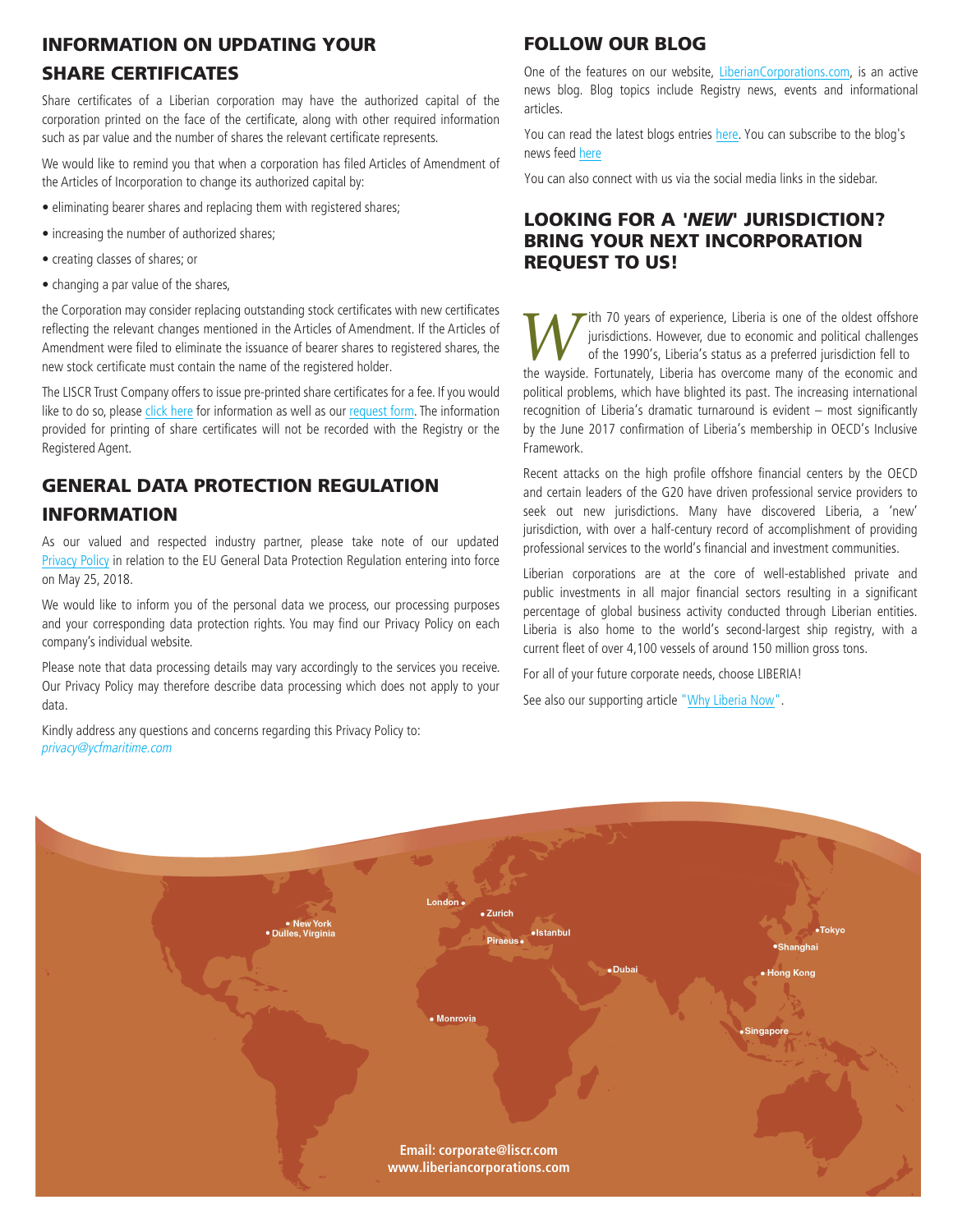## INFORMATION ON UPDATING YOUR SHARE CERTIFICATES

Share certificates of a Liberian corporation may have the authorized capital of the corporation printed on the face of the certificate, along with other required information such as par value and the number of shares the relevant certificate represents.

We would like to remind you that when a corporation has filed Articles of Amendment of the Articles of Incorporation to change its authorized capital by:

- eliminating bearer shares and replacing them with registered shares;
- increasing the number of authorized shares;
- creating classes of shares; or
- changing a par value of the shares,

the Corporation may consider replacing outstanding stock certificates with new certificates reflecting the relevant changes mentioned in the Articles of Amendment. If the Articles of Amendment were filed to eliminate the issuance of bearer shares to registered shares, the new stock certificate must contain the name of the registered holder.

The LISCR Trust Company offers to issue pre-printed share certificates for a fee. If you would like to do so, please click here for information as well as our request form. The information provided for printing of share certificates will not be recorded with the Registry or the Registered Agent.

## GENERAL DATA PROTECTION REGULATION INFORMATION

As our valued and respected industry partner, please take note of our updated Privacy Policy in relation to the EU General Data Protection Regulation entering into force on May 25, 2018.

We would like to inform you of the personal data we process, our processing purposes and your corresponding data protection rights. You may find our Privacy Policy on each company's individual website.

Please note that data processing details may vary accordingly to the services you receive. Our Privacy Policy may therefore describe data processing which does not apply to your data.

Kindly address any questions and concerns regarding this Privacy Policy to:
*privacy@ycfmaritime.com*

## FOLLOW OUR BLOG

One of the features on our website, LiberianCorporations.com, is an active news blog. Blog topics include Registry news, events and informational articles.

You can read the latest blogs entries here. You can subscribe to the blog's news feed here

You can also connect with us via the social media links in the sidebar.

## LOOKING FOR A '*NEW*' JURISDICTION? BRING YOUR NEXT INCORPORATION REQUEST TO US!

With 70 years of experience, Liberia is one of the oldest offshore jurisdictions. However, due to economic and political challenges of the 1990's, Liberia's status as a preferred jurisdiction fell to the wayside. Fortunately, Liberia has overcome many of the economic and political problems, which have blighted its past. The increasing international recognition of Liberia's dramatic turnaround is evident – most significantly by the June 2017 confirmation of Liberia's membership in OECD's Inclusive Framework.

Recent attacks on the high profile offshore financial centers by the OECD and certain leaders of the G20 have driven professional service providers to seek out new jurisdictions. Many have discovered Liberia, a 'new' jurisdiction, with over a half-century record of accomplishment of providing professional services to the world's financial and investment communities.

Liberian corporations are at the core of well-established private and public investments in all major financial sectors resulting in a significant percentage of global business activity conducted through Liberian entities. Liberia is also home to the world's second-largest ship registry, with a current fleet of over 4,100 vessels of around 150 million gross tons.

For all of your future corporate needs, choose LIBERIA!

See also our supporting article "Why Liberia Now".

New York
Dulles, Virginia
London
Zurich
Piraeus
Istanbul
Dubai
Monrovia
Tokyo
Shanghai
Hong Kong
Singapore

**Email: corporate@liscr.com**
**www.liberiancorporations.com**